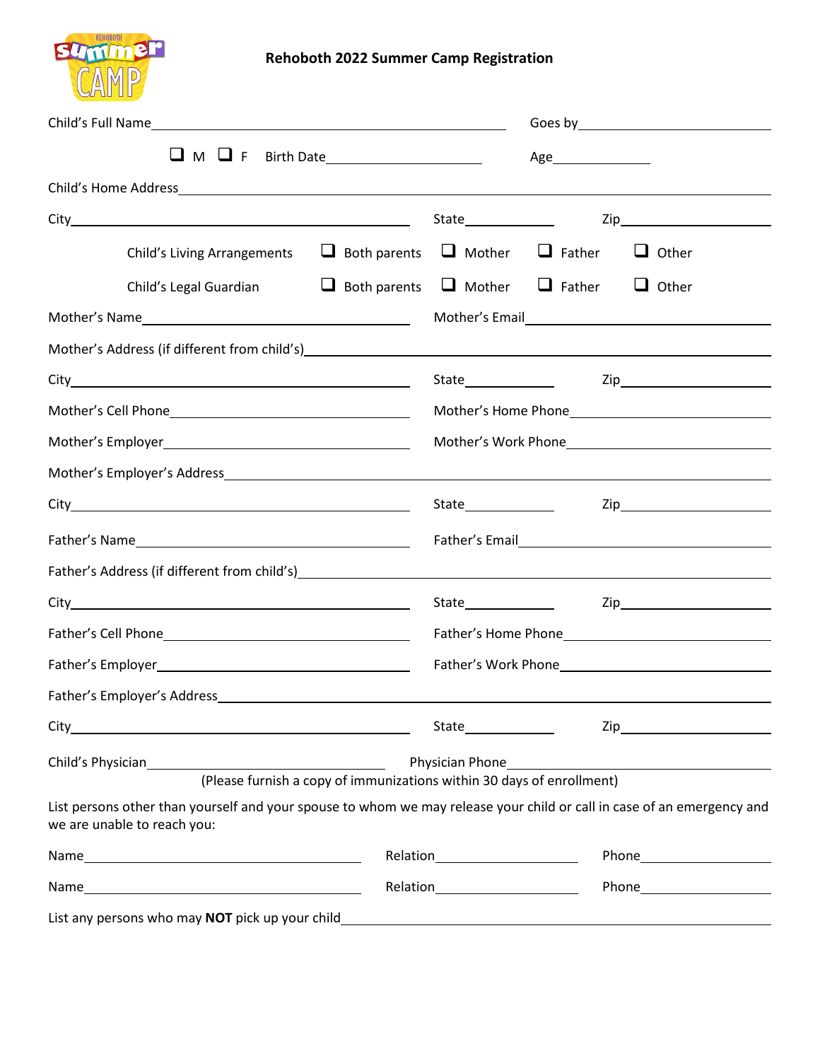# Rehoboth 2022 Summer Camp Registration

Child's Full Name________________________________________ Goes by____________________

☐ M ☐ F Birth Date__________________ Age____________

Child's Home Address______________________________________________________________

City________________________________ State__________ Zip________________

Child's Living Arrangements ☐ Both parents ☐ Mother ☐ Father ☐ Other

Child's Legal Guardian ☐ Both parents ☐ Mother ☐ Father ☐ Other

Mother's Name____________________________ Mother's Email____________________________

Mother's Address (if different from child's)____________________________________________

City________________________________ State__________ Zip________________

Mother's Cell Phone________________________ Mother's Home Phone______________________

Mother's Employer__________________________ Mother's Work Phone______________________

Mother's Employer's Address_________________________________________________________

City________________________________ State__________ Zip________________

Father's Name____________________________ Father's Email____________________________

Father's Address (if different from child's)_____________________________________________

City________________________________ State__________ Zip________________

Father's Cell Phone________________________ Father's Home Phone______________________

Father's Employer__________________________ Father's Work Phone______________________

Father's Employer's Address__________________________________________________________

City________________________________ State__________ Zip________________

Child's Physician__________________________ Physician Phone__________________________

(Please furnish a copy of immunizations within 30 days of enrollment)

List persons other than yourself and your spouse to whom we may release your child or call in case of an emergency and we are unable to reach you:

Name______________________________ Relation________________ Phone______________

Name______________________________ Relation________________ Phone______________

List any persons who may **NOT** pick up your child__________________________________________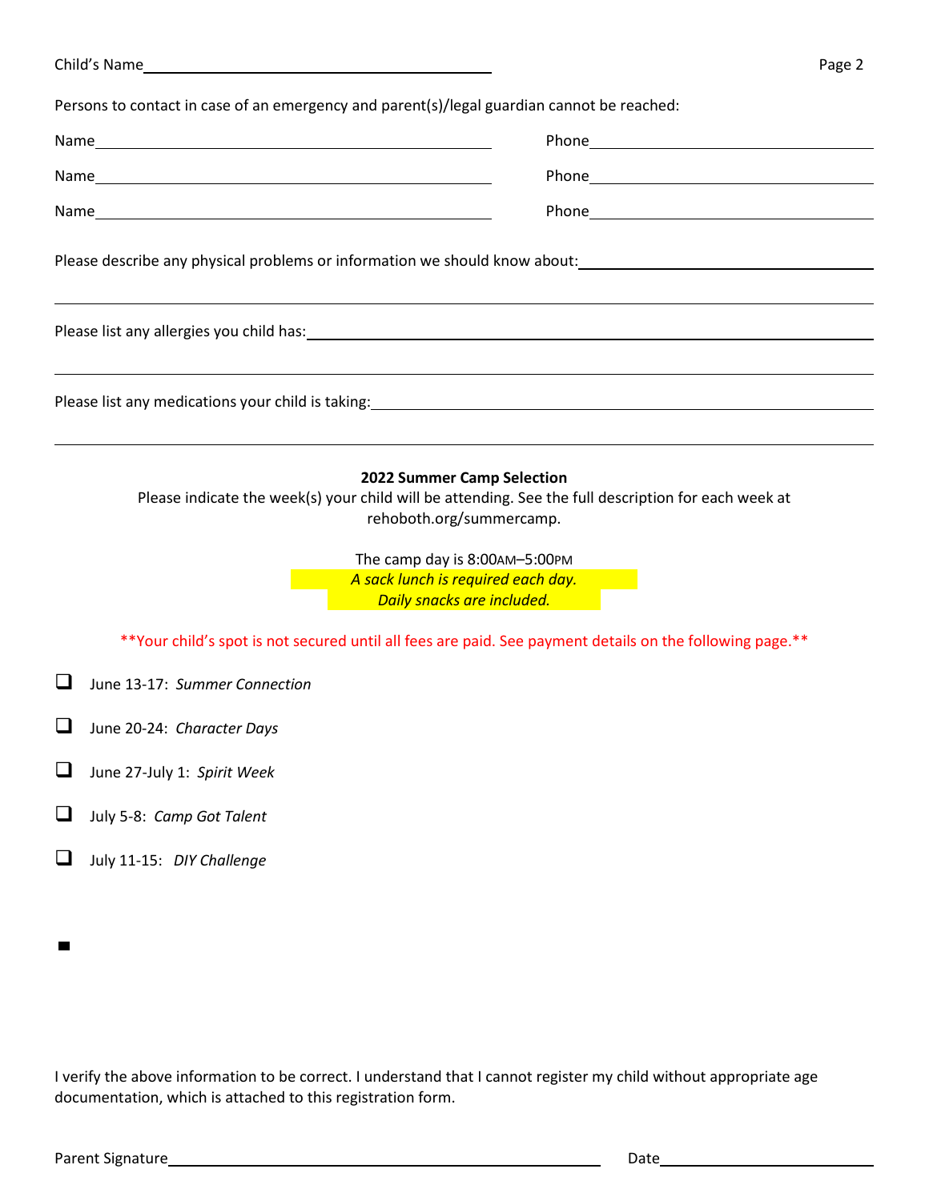Child's Name \_\_\_\_\_\_\_\_\_\_\_\_\_\_\_\_\_\_\_\_\_\_\_\_\_\_\_\_\_\_

Persons to contact in case of an emergency and parent(s)/legal guardian cannot be reached:

Name \_\_\_\_\_\_\_\_\_\_\_\_\_\_\_\_\_\_\_\_\_\_\_\_\_\_\_\_\_\_ Phone \_\_\_\_\_\_\_\_\_\_\_\_\_\_\_\_\_\_\_\_

Name \_\_\_\_\_\_\_\_\_\_\_\_\_\_\_\_\_\_\_\_\_\_\_\_\_\_\_\_\_\_ Phone \_\_\_\_\_\_\_\_\_\_\_\_\_\_\_\_\_\_\_\_

Name \_\_\_\_\_\_\_\_\_\_\_\_\_\_\_\_\_\_\_\_\_\_\_\_\_\_\_\_\_\_ Phone \_\_\_\_\_\_\_\_\_\_\_\_\_\_\_\_\_\_\_\_

Please describe any physical problems or information we should know about: \_\_\_\_\_\_\_\_\_\_\_\_\_\_\_\_\_\_\_\_

Please list any allergies you child has: \_\_\_\_\_\_\_\_\_\_\_\_\_\_\_\_\_\_\_\_

Please list any medications your child is taking: \_\_\_\_\_\_\_\_\_\_\_\_\_\_\_\_\_\_\_\_

**2022 Summer Camp Selection**

Please indicate the week(s) your child will be attending. See the full description for each week at rehoboth.org/summercamp.

The camp day is 8:00AM–5:00PM

*A sack lunch is required each day.*

*Daily snacks are included.*

\*\*Your child's spot is not secured until all fees are paid. See payment details on the following page.\*\*

- ☐ June 13-17: *Summer Connection*
- ☐ June 20-24: *Character Days*
- ☐ June 27-July 1: *Spirit Week*
- ☐ July 5-8: *Camp Got Talent*
- ☐ July 11-15: *DIY Challenge*

I verify the above information to be correct. I understand that I cannot register my child without appropriate age documentation, which is attached to this registration form.

Parent Signature \_\_\_\_\_\_\_\_\_\_\_\_\_\_\_\_\_\_\_\_\_\_\_\_\_\_\_\_\_\_ Date \_\_\_\_\_\_\_\_\_\_\_\_\_\_\_\_\_\_\_\_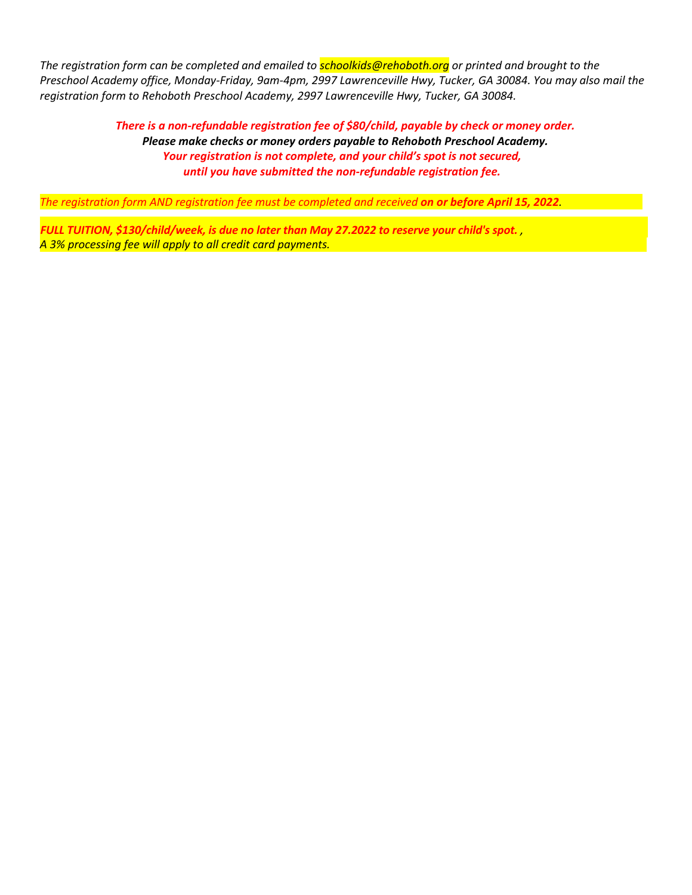*The registration form can be completed and emailed to schoolkids@rehoboth.org or printed and brought to the Preschool Academy office, Monday-Friday, 9am-4pm, 2997 Lawrenceville Hwy, Tucker, GA 30084. You may also mail the registration form to Rehoboth Preschool Academy, 2997 Lawrenceville Hwy, Tucker, GA 30084.*

***There is a non-refundable registration fee of $80/child, payable by check or money order.***
***Please make checks or money orders payable to Rehoboth Preschool Academy.***
***Your registration is not complete, and your child's spot is not secured,***
***until you have submitted the non-refundable registration fee.***

*The registration form AND registration fee must be completed and received **on or before April 15, 2022**.*

***FULL TUITION, $130/child/week, is due no later than May 27.2022 to reserve your child's spot.** ,*
*A 3% processing fee will apply to all credit card payments.*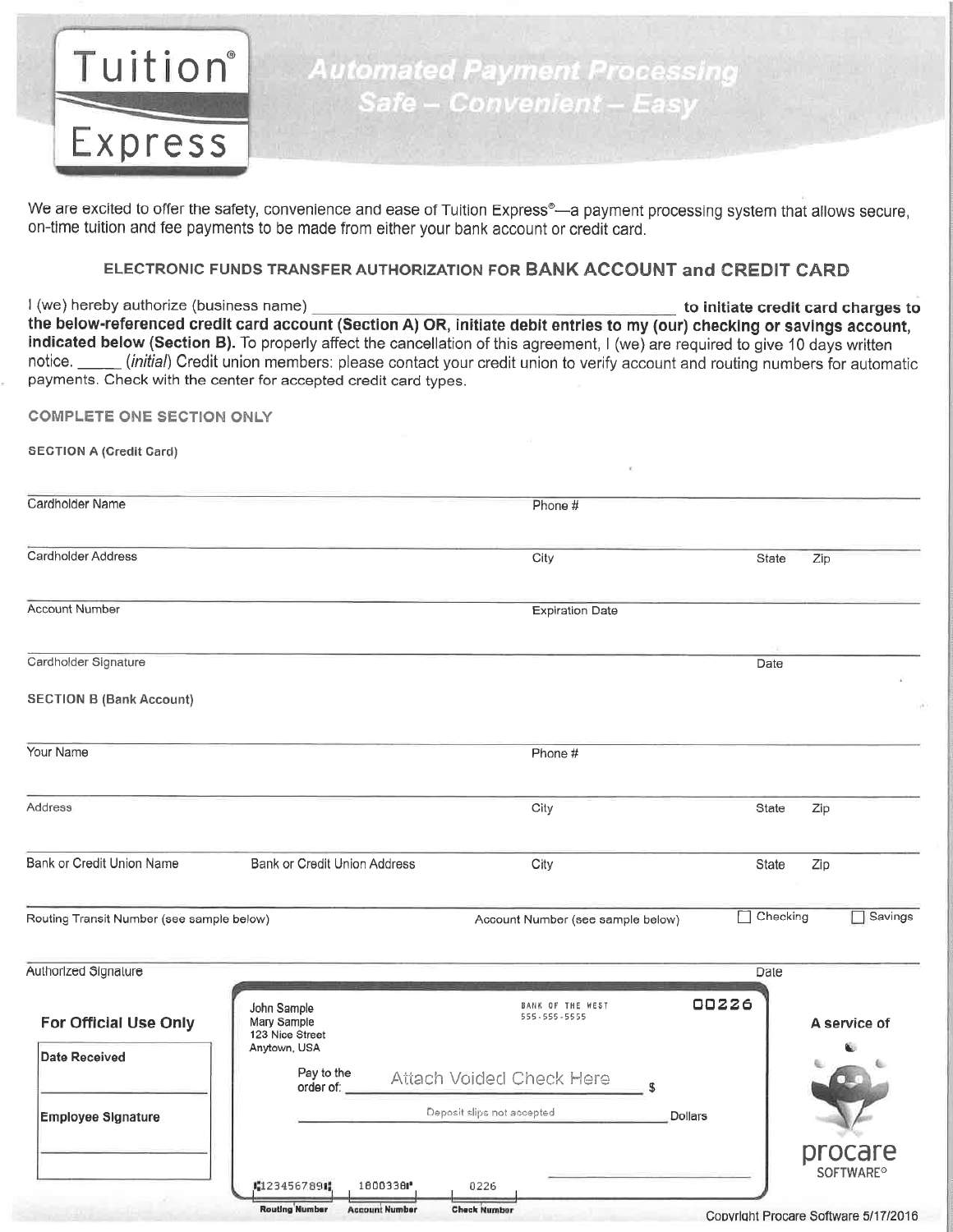Tuition® Express

**Automated Payment Processing**
**Safe – Convenient – Easy**

We are excited to offer the safety, convenience and ease of Tuition Express®—a payment processing system that allows secure, on-time tuition and fee payments to be made from either your bank account or credit card.

## ELECTRONIC FUNDS TRANSFER AUTHORIZATION FOR BANK ACCOUNT and CREDIT CARD

I (we) hereby authorize (business name) ______________________________ **to initiate credit card charges to the below-referenced credit card account (Section A) OR, initiate debit entries to my (our) checking or savings account, indicated below (Section B).** To properly affect the cancellation of this agreement, I (we) are required to give 10 days written notice. _____ (*initial*) Credit union members: please contact your credit union to verify account and routing numbers for automatic payments. Check with the center for accepted credit card types.

**COMPLETE ONE SECTION ONLY**

**SECTION A (Credit Card)**

Cardholder Name ______________________________ Phone # ______________________________

Cardholder Address ______________________________ City ______________ State ______ Zip ______

Account Number ______________________________ Expiration Date ______________________________

Cardholder Signature ______________________________ Date ______________

**SECTION B (Bank Account)**

Your Name ______________________________ Phone # ______________________________

Address ______________________________ City ______________ State ______ Zip ______

Bank or Credit Union Name ______________ Bank or Credit Union Address ______________ City ______________ State ______ Zip ______

Routing Transit Number (see sample below) ______________ Account Number (see sample below) ______________ ☐ Checking ☐ Savings

Authorized Signature ______________________________ Date ______________

**For Official Use Only**

**Date Received**

______________________________

**Employee Signature**

______________________________

John Sample
Mary Sample
123 Nice Street
Anytown, USA

BANK OF THE WEST
555-555-5555

00226

Pay to the order of: Attach Voided Check Here $

Deposit slips not accepted Dollars

⑆123456789⑆ 1000338⑈ 0226

Routing Number Account Number Check Number

A service of procare SOFTWARE®

Copyright Procare Software 5/17/2016